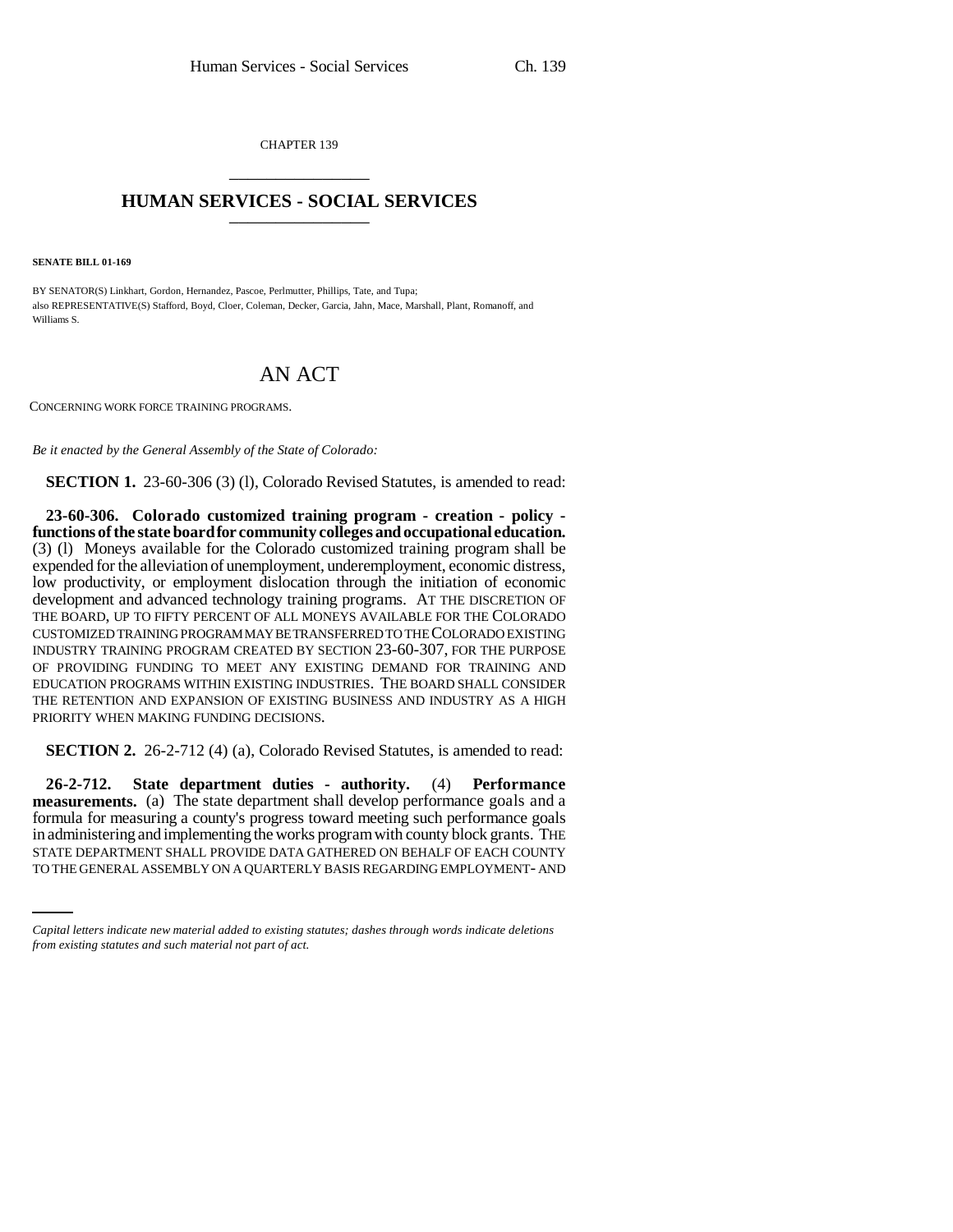CHAPTER 139

# HUMAN SERVICES - SOCIAL SERVICES

**SENATE BILL 01-169**

BY SENATOR(S) Linkhart, Gordon, Hernandez, Pascoe, Perlmutter, Phillips, Tate, and Tupa;
also REPRESENTATIVE(S) Stafford, Boyd, Cloer, Coleman, Decker, Garcia, Jahn, Mace, Marshall, Plant, Romanoff, and Williams S.

## AN ACT

CONCERNING WORK FORCE TRAINING PROGRAMS.

*Be it enacted by the General Assembly of the State of Colorado:*

**SECTION 1.** 23-60-306 (3) (l), Colorado Revised Statutes, is amended to read:

**23-60-306. Colorado customized training program - creation - policy - functions of the state board for community colleges and occupational education.** (3) (l) Moneys available for the Colorado customized training program shall be expended for the alleviation of unemployment, underemployment, economic distress, low productivity, or employment dislocation through the initiation of economic development and advanced technology training programs. AT THE DISCRETION OF THE BOARD, UP TO FIFTY PERCENT OF ALL MONEYS AVAILABLE FOR THE COLORADO CUSTOMIZED TRAINING PROGRAM MAY BE TRANSFERRED TO THE COLORADO EXISTING INDUSTRY TRAINING PROGRAM CREATED BY SECTION 23-60-307, FOR THE PURPOSE OF PROVIDING FUNDING TO MEET ANY EXISTING DEMAND FOR TRAINING AND EDUCATION PROGRAMS WITHIN EXISTING INDUSTRIES. THE BOARD SHALL CONSIDER THE RETENTION AND EXPANSION OF EXISTING BUSINESS AND INDUSTRY AS A HIGH PRIORITY WHEN MAKING FUNDING DECISIONS.

**SECTION 2.** 26-2-712 (4) (a), Colorado Revised Statutes, is amended to read:

**26-2-712. State department duties - authority.** (4) **Performance measurements.** (a) The state department shall develop performance goals and a formula for measuring a county's progress toward meeting such performance goals in administering and implementing the works program with county block grants. THE STATE DEPARTMENT SHALL PROVIDE DATA GATHERED ON BEHALF OF EACH COUNTY TO THE GENERAL ASSEMBLY ON A QUARTERLY BASIS REGARDING EMPLOYMENT- AND

*Capital letters indicate new material added to existing statutes; dashes through words indicate deletions from existing statutes and such material not part of act.*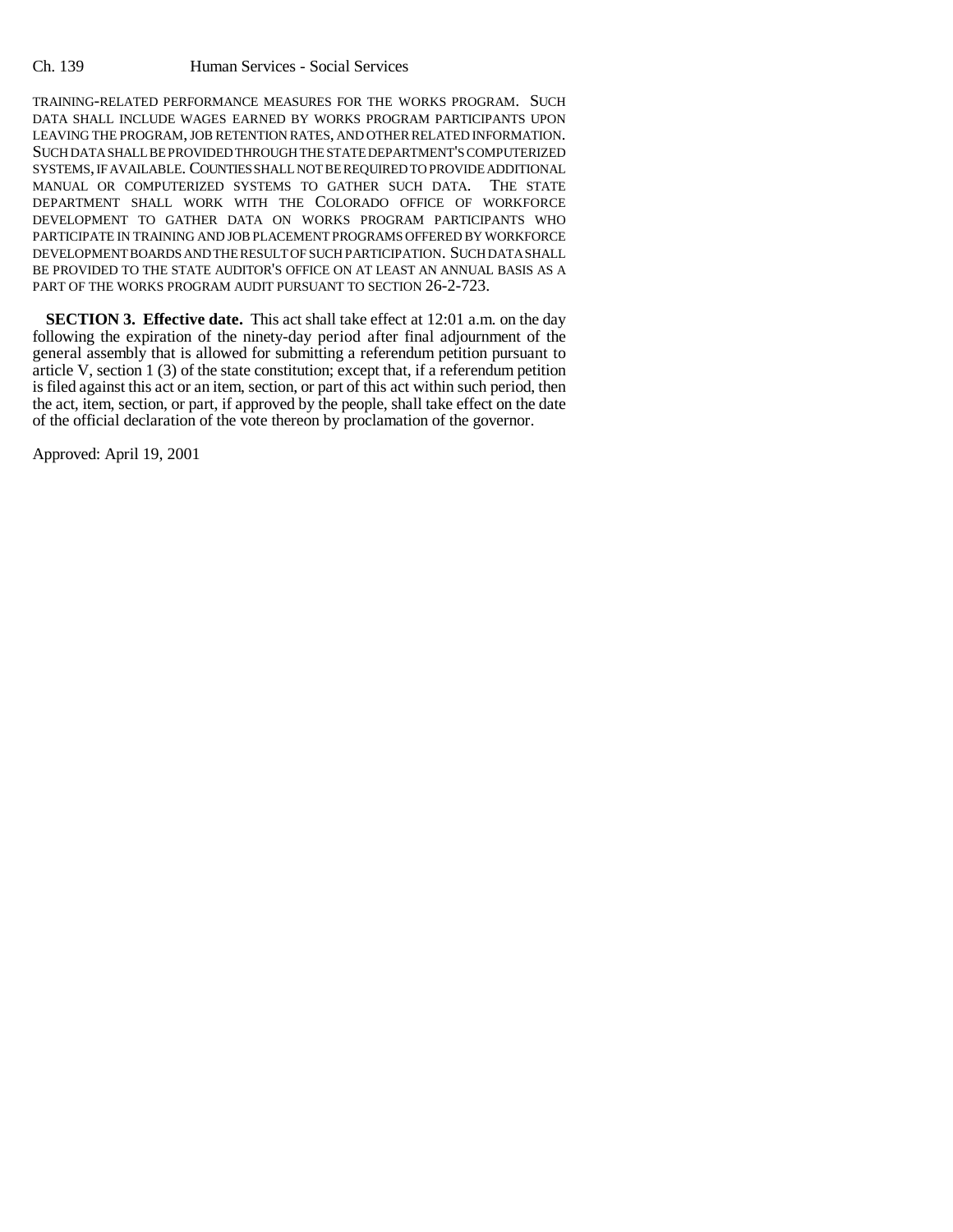TRAINING-RELATED PERFORMANCE MEASURES FOR THE WORKS PROGRAM. SUCH DATA SHALL INCLUDE WAGES EARNED BY WORKS PROGRAM PARTICIPANTS UPON LEAVING THE PROGRAM, JOB RETENTION RATES, AND OTHER RELATED INFORMATION. SUCH DATA SHALL BE PROVIDED THROUGH THE STATE DEPARTMENT'S COMPUTERIZED SYSTEMS, IF AVAILABLE. COUNTIES SHALL NOT BE REQUIRED TO PROVIDE ADDITIONAL MANUAL OR COMPUTERIZED SYSTEMS TO GATHER SUCH DATA. THE STATE DEPARTMENT SHALL WORK WITH THE COLORADO OFFICE OF WORKFORCE DEVELOPMENT TO GATHER DATA ON WORKS PROGRAM PARTICIPANTS WHO PARTICIPATE IN TRAINING AND JOB PLACEMENT PROGRAMS OFFERED BY WORKFORCE DEVELOPMENT BOARDS AND THE RESULT OF SUCH PARTICIPATION. SUCH DATA SHALL BE PROVIDED TO THE STATE AUDITOR'S OFFICE ON AT LEAST AN ANNUAL BASIS AS A PART OF THE WORKS PROGRAM AUDIT PURSUANT TO SECTION 26-2-723.

**SECTION 3. Effective date.** This act shall take effect at 12:01 a.m. on the day following the expiration of the ninety-day period after final adjournment of the general assembly that is allowed for submitting a referendum petition pursuant to article V, section 1 (3) of the state constitution; except that, if a referendum petition is filed against this act or an item, section, or part of this act within such period, then the act, item, section, or part, if approved by the people, shall take effect on the date of the official declaration of the vote thereon by proclamation of the governor.

Approved: April 19, 2001